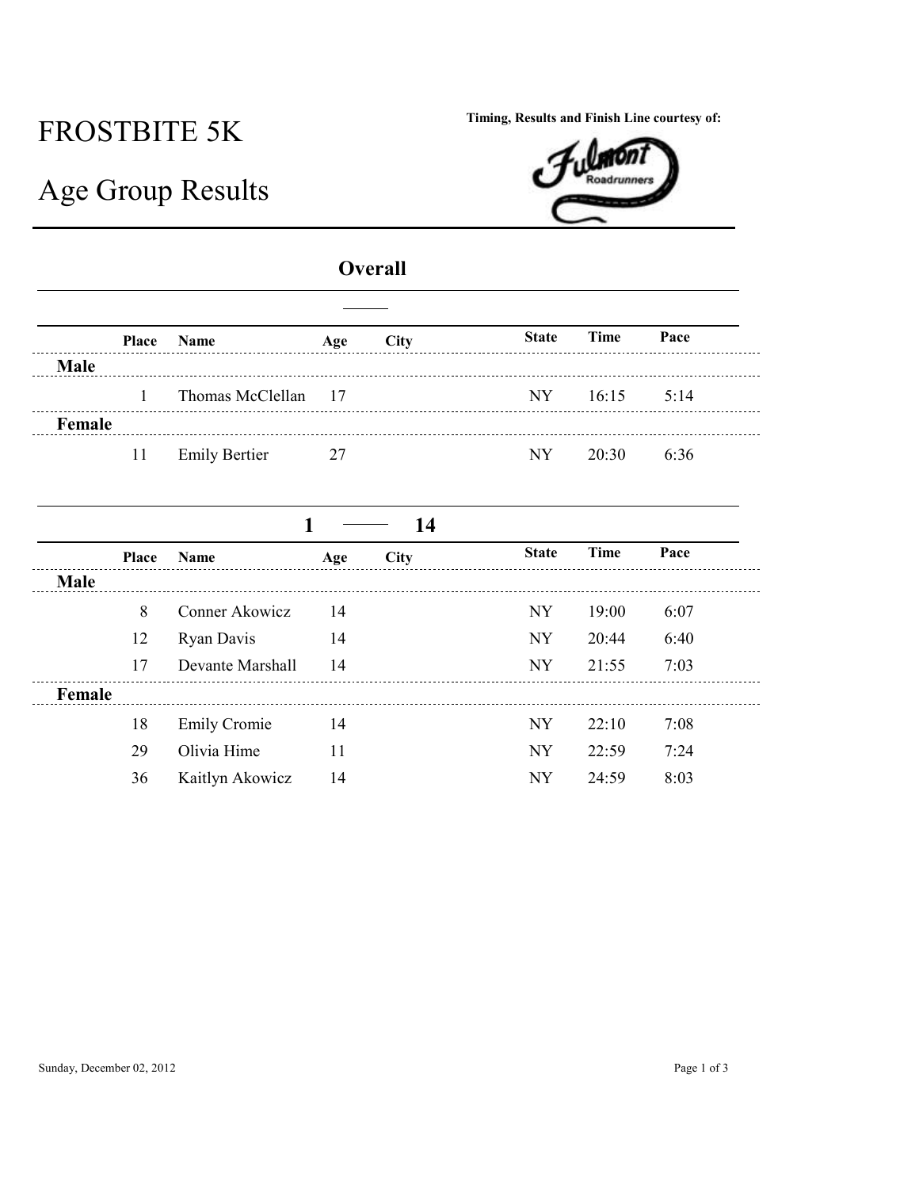# FROSTBITE 5K

## Age Group Results

Timing, Results and Finish Line courtesy of: Fulmont Roadrunners

### Overall

| Place | Name | Age | City | State | Time | Pace |
|---|---|---|---|---|---|---|
| **Male** | | | | | | |
| 1 | Thomas McClellan | 17 | | NY | 16:15 | 5:14 |
| **Female** | | | | | | |
| 11 | Emily Bertier | 27 | | NY | 20:30 | 6:36 |

### 1 — 14

| Place | Name | Age | City | State | Time | Pace |
|---|---|---|---|---|---|---|
| **Male** | | | | | | |
| 8 | Conner Akowicz | 14 | | NY | 19:00 | 6:07 |
| 12 | Ryan Davis | 14 | | NY | 20:44 | 6:40 |
| 17 | Devante Marshall | 14 | | NY | 21:55 | 7:03 |
| **Female** | | | | | | |
| 18 | Emily Cromie | 14 | | NY | 22:10 | 7:08 |
| 29 | Olivia Hime | 11 | | NY | 22:59 | 7:24 |
| 36 | Kaitlyn Akowicz | 14 | | NY | 24:59 | 8:03 |

Sunday, December 02, 2012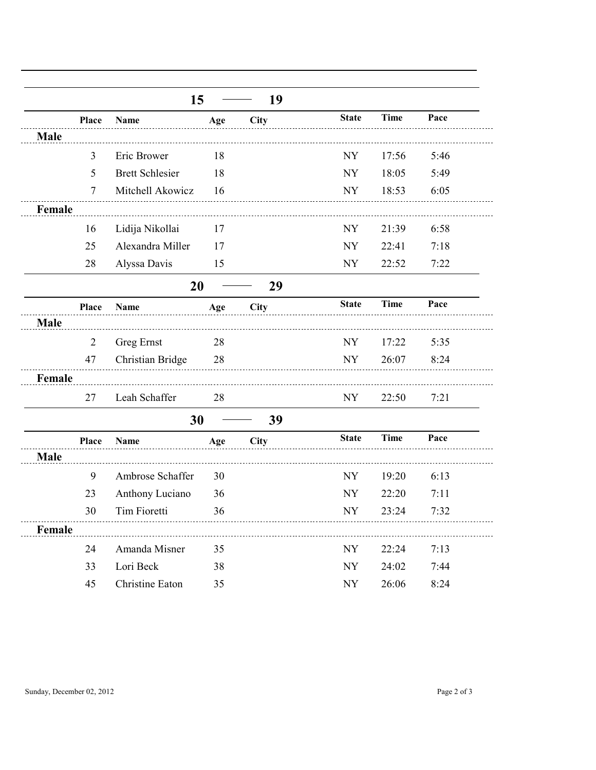## 15 — 19

| Place | Name | Age | City | State | Time | Pace |
|---|---|---|---|---|---|---|
| **Male** | | | | | | |
| 3 | Eric Brower | 18 | | NY | 17:56 | 5:46 |
| 5 | Brett Schlesier | 18 | | NY | 18:05 | 5:49 |
| 7 | Mitchell Akowicz | 16 | | NY | 18:53 | 6:05 |
| **Female** | | | | | | |
| 16 | Lidija Nikollai | 17 | | NY | 21:39 | 6:58 |
| 25 | Alexandra Miller | 17 | | NY | 22:41 | 7:18 |
| 28 | Alyssa Davis | 15 | | NY | 22:52 | 7:22 |

## 20 — 29

| Place | Name | Age | City | State | Time | Pace |
|---|---|---|---|---|---|---|
| **Male** | | | | | | |
| 2 | Greg Ernst | 28 | | NY | 17:22 | 5:35 |
| 47 | Christian Bridge | 28 | | NY | 26:07 | 8:24 |
| **Female** | | | | | | |
| 27 | Leah Schaffer | 28 | | NY | 22:50 | 7:21 |

## 30 — 39

| Place | Name | Age | City | State | Time | Pace |
|---|---|---|---|---|---|---|
| **Male** | | | | | | |
| 9 | Ambrose Schaffer | 30 | | NY | 19:20 | 6:13 |
| 23 | Anthony Luciano | 36 | | NY | 22:20 | 7:11 |
| 30 | Tim Fioretti | 36 | | NY | 23:24 | 7:32 |
| **Female** | | | | | | |
| 24 | Amanda Misner | 35 | | NY | 22:24 | 7:13 |
| 33 | Lori Beck | 38 | | NY | 24:02 | 7:44 |
| 45 | Christine Eaton | 35 | | NY | 26:06 | 8:24 |

Sunday, December 02, 2012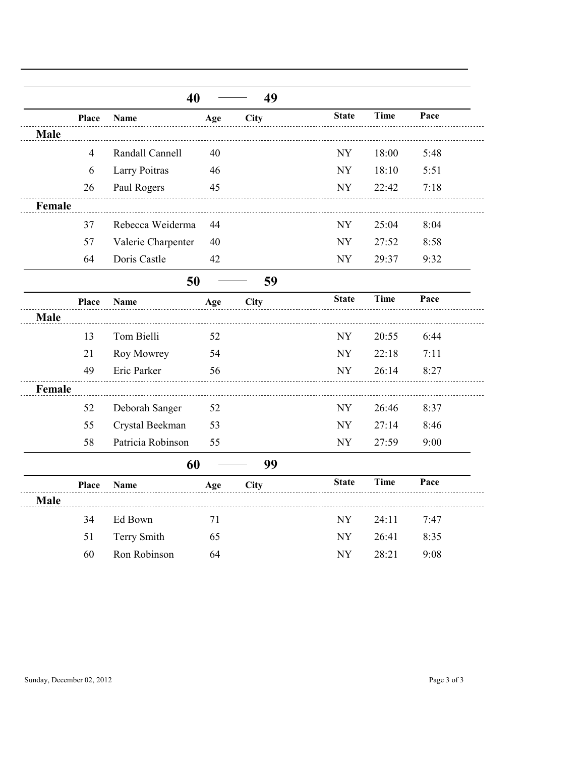## 40 — 49

| Place | Name | Age | City | State | Time | Pace |
|---|---|---|---|---|---|---|
| **Male** | | | | | | |
| 4 | Randall Cannell | 40 | | NY | 18:00 | 5:48 |
| 6 | Larry Poitras | 46 | | NY | 18:10 | 5:51 |
| 26 | Paul Rogers | 45 | | NY | 22:42 | 7:18 |
| **Female** | | | | | | |
| 37 | Rebecca Weiderma | 44 | | NY | 25:04 | 8:04 |
| 57 | Valerie Charpenter | 40 | | NY | 27:52 | 8:58 |
| 64 | Doris Castle | 42 | | NY | 29:37 | 9:32 |

## 50 — 59

| Place | Name | Age | City | State | Time | Pace |
|---|---|---|---|---|---|---|
| **Male** | | | | | | |
| 13 | Tom Bielli | 52 | | NY | 20:55 | 6:44 |
| 21 | Roy Mowrey | 54 | | NY | 22:18 | 7:11 |
| 49 | Eric Parker | 56 | | NY | 26:14 | 8:27 |
| **Female** | | | | | | |
| 52 | Deborah Sanger | 52 | | NY | 26:46 | 8:37 |
| 55 | Crystal Beekman | 53 | | NY | 27:14 | 8:46 |
| 58 | Patricia Robinson | 55 | | NY | 27:59 | 9:00 |

## 60 — 99

| Place | Name | Age | City | State | Time | Pace |
|---|---|---|---|---|---|---|
| **Male** | | | | | | |
| 34 | Ed Bown | 71 | | NY | 24:11 | 7:47 |
| 51 | Terry Smith | 65 | | NY | 26:41 | 8:35 |
| 60 | Ron Robinson | 64 | | NY | 28:21 | 9:08 |

Sunday, December 02, 2012